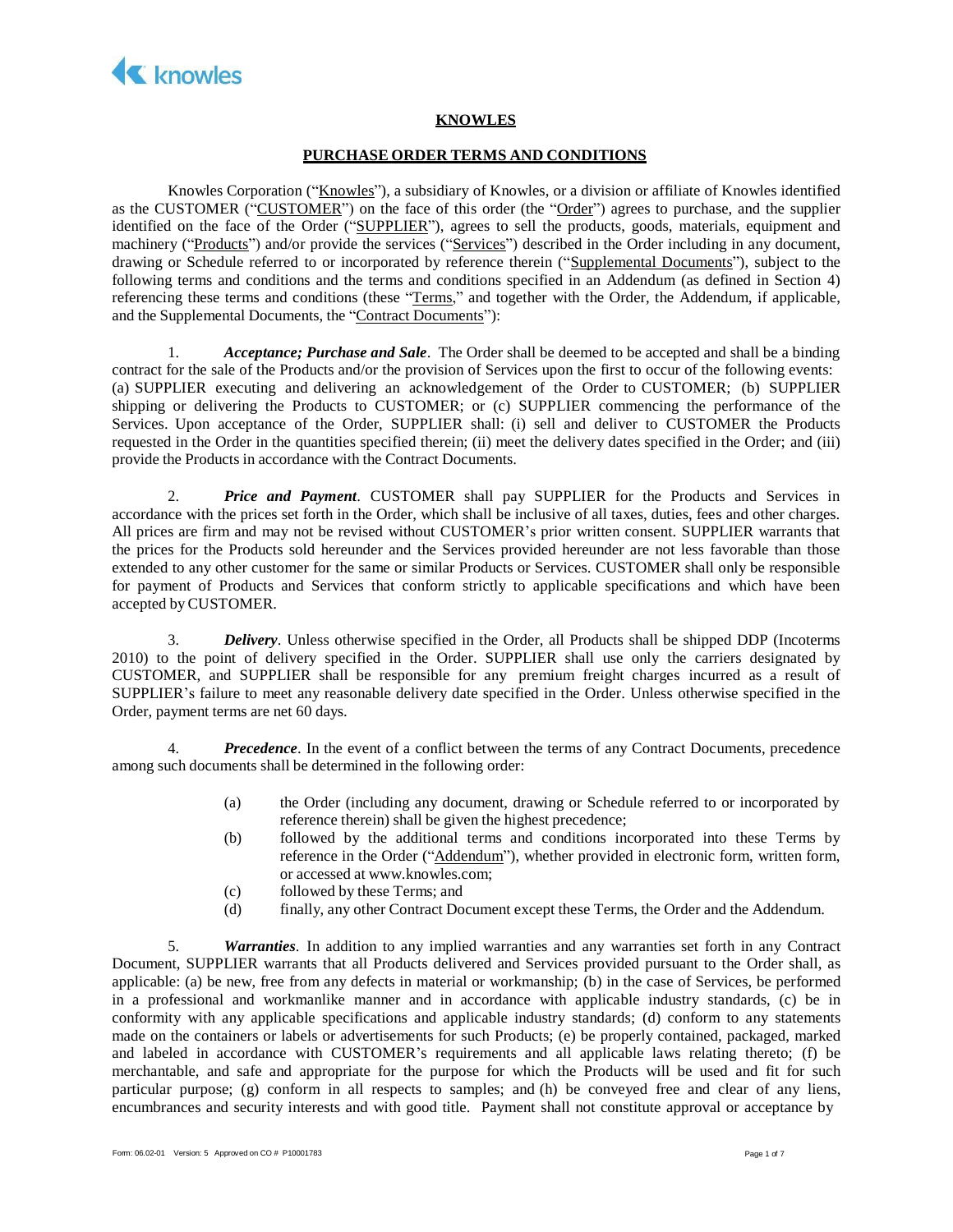# KNOWLES

## PURCHASE ORDER TERMS AND CONDITIONS

Knowles Corporation ("Knowles"), a subsidiary of Knowles, or a division or affiliate of Knowles identified as the CUSTOMER ("CUSTOMER") on the face of this order (the "Order") agrees to purchase, and the supplier identified on the face of the Order ("SUPPLIER"), agrees to sell the products, goods, materials, equipment and machinery ("Products") and/or provide the services ("Services") described in the Order including in any document, drawing or Schedule referred to or incorporated by reference therein ("Supplemental Documents"), subject to the following terms and conditions and the terms and conditions specified in an Addendum (as defined in Section 4) referencing these terms and conditions (these "Terms," and together with the Order, the Addendum, if applicable, and the Supplemental Documents, the "Contract Documents"):

1. ***Acceptance; Purchase and Sale***. The Order shall be deemed to be accepted and shall be a binding contract for the sale of the Products and/or the provision of Services upon the first to occur of the following events: (a) SUPPLIER executing and delivering an acknowledgement of the Order to CUSTOMER; (b) SUPPLIER shipping or delivering the Products to CUSTOMER; or (c) SUPPLIER commencing the performance of the Services. Upon acceptance of the Order, SUPPLIER shall: (i) sell and deliver to CUSTOMER the Products requested in the Order in the quantities specified therein; (ii) meet the delivery dates specified in the Order; and (iii) provide the Products in accordance with the Contract Documents.

2. ***Price and Payment***. CUSTOMER shall pay SUPPLIER for the Products and Services in accordance with the prices set forth in the Order, which shall be inclusive of all taxes, duties, fees and other charges. All prices are firm and may not be revised without CUSTOMER's prior written consent. SUPPLIER warrants that the prices for the Products sold hereunder and the Services provided hereunder are not less favorable than those extended to any other customer for the same or similar Products or Services. CUSTOMER shall only be responsible for payment of Products and Services that conform strictly to applicable specifications and which have been accepted by CUSTOMER.

3. ***Delivery***. Unless otherwise specified in the Order, all Products shall be shipped DDP (Incoterms 2010) to the point of delivery specified in the Order. SUPPLIER shall use only the carriers designated by CUSTOMER, and SUPPLIER shall be responsible for any premium freight charges incurred as a result of SUPPLIER's failure to meet any reasonable delivery date specified in the Order. Unless otherwise specified in the Order, payment terms are net 60 days.

4. ***Precedence***. In the event of a conflict between the terms of any Contract Documents, precedence among such documents shall be determined in the following order:

   (a) the Order (including any document, drawing or Schedule referred to or incorporated by reference therein) shall be given the highest precedence;

   (b) followed by the additional terms and conditions incorporated into these Terms by reference in the Order ("Addendum"), whether provided in electronic form, written form, or accessed at www.knowles.com;

   (c) followed by these Terms; and

   (d) finally, any other Contract Document except these Terms, the Order and the Addendum.

5. ***Warranties***. In addition to any implied warranties and any warranties set forth in any Contract Document, SUPPLIER warrants that all Products delivered and Services provided pursuant to the Order shall, as applicable: (a) be new, free from any defects in material or workmanship; (b) in the case of Services, be performed in a professional and workmanlike manner and in accordance with applicable industry standards, (c) be in conformity with any applicable specifications and applicable industry standards; (d) conform to any statements made on the containers or labels or advertisements for such Products; (e) be properly contained, packaged, marked and labeled in accordance with CUSTOMER's requirements and all applicable laws relating thereto; (f) be merchantable, and safe and appropriate for the purpose for which the Products will be used and fit for such particular purpose; (g) conform in all respects to samples; and (h) be conveyed free and clear of any liens, encumbrances and security interests and with good title. Payment shall not constitute approval or acceptance by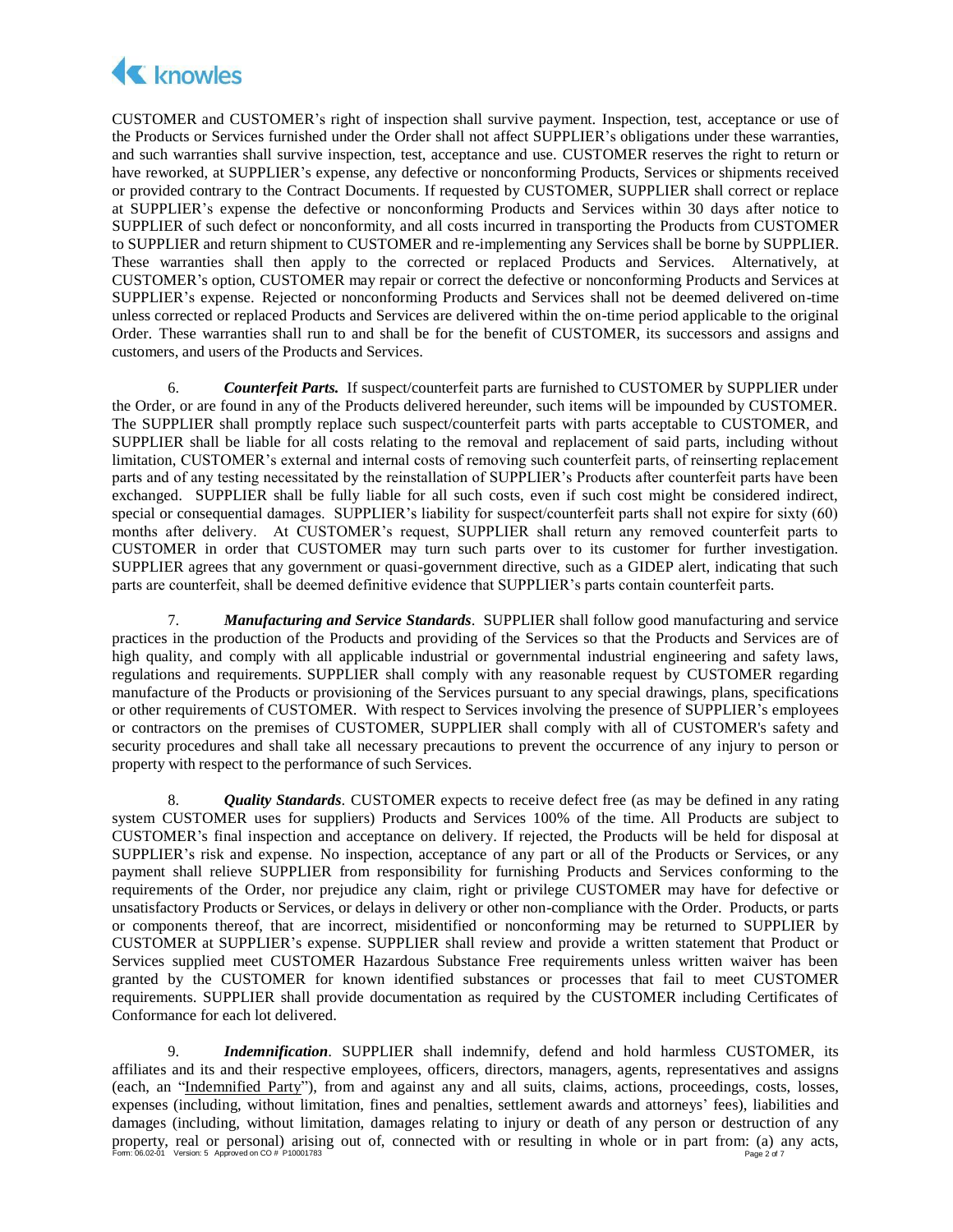CUSTOMER and CUSTOMER's right of inspection shall survive payment. Inspection, test, acceptance or use of the Products or Services furnished under the Order shall not affect SUPPLIER's obligations under these warranties, and such warranties shall survive inspection, test, acceptance and use. CUSTOMER reserves the right to return or have reworked, at SUPPLIER's expense, any defective or nonconforming Products, Services or shipments received or provided contrary to the Contract Documents. If requested by CUSTOMER, SUPPLIER shall correct or replace at SUPPLIER's expense the defective or nonconforming Products and Services within 30 days after notice to SUPPLIER of such defect or nonconformity, and all costs incurred in transporting the Products from CUSTOMER to SUPPLIER and return shipment to CUSTOMER and re-implementing any Services shall be borne by SUPPLIER. These warranties shall then apply to the corrected or replaced Products and Services. Alternatively, at CUSTOMER's option, CUSTOMER may repair or correct the defective or nonconforming Products and Services at SUPPLIER's expense. Rejected or nonconforming Products and Services shall not be deemed delivered on-time unless corrected or replaced Products and Services are delivered within the on-time period applicable to the original Order. These warranties shall run to and shall be for the benefit of CUSTOMER, its successors and assigns and customers, and users of the Products and Services.

6. ***Counterfeit Parts.*** If suspect/counterfeit parts are furnished to CUSTOMER by SUPPLIER under the Order, or are found in any of the Products delivered hereunder, such items will be impounded by CUSTOMER. The SUPPLIER shall promptly replace such suspect/counterfeit parts with parts acceptable to CUSTOMER, and SUPPLIER shall be liable for all costs relating to the removal and replacement of said parts, including without limitation, CUSTOMER's external and internal costs of removing such counterfeit parts, of reinserting replacement parts and of any testing necessitated by the reinstallation of SUPPLIER's Products after counterfeit parts have been exchanged. SUPPLIER shall be fully liable for all such costs, even if such cost might be considered indirect, special or consequential damages. SUPPLIER's liability for suspect/counterfeit parts shall not expire for sixty (60) months after delivery. At CUSTOMER's request, SUPPLIER shall return any removed counterfeit parts to CUSTOMER in order that CUSTOMER may turn such parts over to its customer for further investigation. SUPPLIER agrees that any government or quasi-government directive, such as a GIDEP alert, indicating that such parts are counterfeit, shall be deemed definitive evidence that SUPPLIER's parts contain counterfeit parts.

7. ***Manufacturing and Service Standards***. SUPPLIER shall follow good manufacturing and service practices in the production of the Products and providing of the Services so that the Products and Services are of high quality, and comply with all applicable industrial or governmental industrial engineering and safety laws, regulations and requirements. SUPPLIER shall comply with any reasonable request by CUSTOMER regarding manufacture of the Products or provisioning of the Services pursuant to any special drawings, plans, specifications or other requirements of CUSTOMER. With respect to Services involving the presence of SUPPLIER's employees or contractors on the premises of CUSTOMER, SUPPLIER shall comply with all of CUSTOMER's safety and security procedures and shall take all necessary precautions to prevent the occurrence of any injury to person or property with respect to the performance of such Services.

8. ***Quality Standards***. CUSTOMER expects to receive defect free (as may be defined in any rating system CUSTOMER uses for suppliers) Products and Services 100% of the time. All Products are subject to CUSTOMER's final inspection and acceptance on delivery. If rejected, the Products will be held for disposal at SUPPLIER's risk and expense. No inspection, acceptance of any part or all of the Products or Services, or any payment shall relieve SUPPLIER from responsibility for furnishing Products and Services conforming to the requirements of the Order, nor prejudice any claim, right or privilege CUSTOMER may have for defective or unsatisfactory Products or Services, or delays in delivery or other non-compliance with the Order. Products, or parts or components thereof, that are incorrect, misidentified or nonconforming may be returned to SUPPLIER by CUSTOMER at SUPPLIER's expense. SUPPLIER shall review and provide a written statement that Product or Services supplied meet CUSTOMER Hazardous Substance Free requirements unless written waiver has been granted by the CUSTOMER for known identified substances or processes that fail to meet CUSTOMER requirements. SUPPLIER shall provide documentation as required by the CUSTOMER including Certificates of Conformance for each lot delivered.

9. ***Indemnification***. SUPPLIER shall indemnify, defend and hold harmless CUSTOMER, its affiliates and its and their respective employees, officers, directors, managers, agents, representatives and assigns (each, an "Indemnified Party"), from and against any and all suits, claims, actions, proceedings, costs, losses, expenses (including, without limitation, fines and penalties, settlement awards and attorneys' fees), liabilities and damages (including, without limitation, damages relating to injury or death of any person or destruction of any property, real or personal) arising out of, connected with or resulting in whole or in part from: (a) any acts,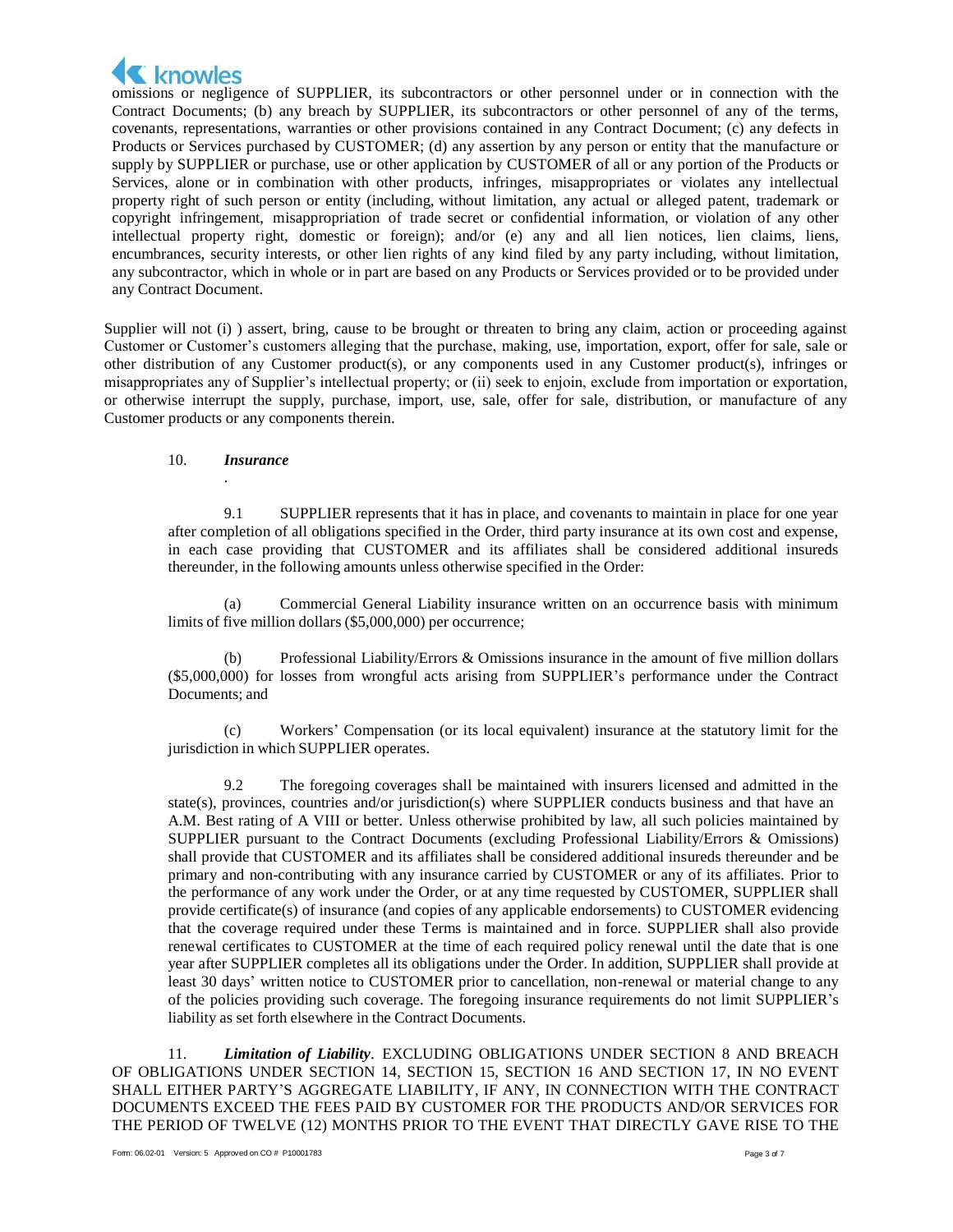omissions or negligence of SUPPLIER, its subcontractors or other personnel under or in connection with the Contract Documents; (b) any breach by SUPPLIER, its subcontractors or other personnel of any of the terms, covenants, representations, warranties or other provisions contained in any Contract Document; (c) any defects in Products or Services purchased by CUSTOMER; (d) any assertion by any person or entity that the manufacture or supply by SUPPLIER or purchase, use or other application by CUSTOMER of all or any portion of the Products or Services, alone or in combination with other products, infringes, misappropriates or violates any intellectual property right of such person or entity (including, without limitation, any actual or alleged patent, trademark or copyright infringement, misappropriation of trade secret or confidential information, or violation of any other intellectual property right, domestic or foreign); and/or (e) any and all lien notices, lien claims, liens, encumbrances, security interests, or other lien rights of any kind filed by any party including, without limitation, any subcontractor, which in whole or in part are based on any Products or Services provided or to be provided under any Contract Document.

Supplier will not (i) ) assert, bring, cause to be brought or threaten to bring any claim, action or proceeding against Customer or Customer's customers alleging that the purchase, making, use, importation, export, offer for sale, sale or other distribution of any Customer product(s), or any components used in any Customer product(s), infringes or misappropriates any of Supplier's intellectual property; or (ii) seek to enjoin, exclude from importation or exportation, or otherwise interrupt the supply, purchase, import, use, sale, offer for sale, distribution, or manufacture of any Customer products or any components therein.

10. ***Insurance***

.

9.1 SUPPLIER represents that it has in place, and covenants to maintain in place for one year after completion of all obligations specified in the Order, third party insurance at its own cost and expense, in each case providing that CUSTOMER and its affiliates shall be considered additional insureds thereunder, in the following amounts unless otherwise specified in the Order:

(a) Commercial General Liability insurance written on an occurrence basis with minimum limits of five million dollars ($5,000,000) per occurrence;

(b) Professional Liability/Errors & Omissions insurance in the amount of five million dollars ($5,000,000) for losses from wrongful acts arising from SUPPLIER's performance under the Contract Documents; and

(c) Workers' Compensation (or its local equivalent) insurance at the statutory limit for the jurisdiction in which SUPPLIER operates.

9.2 The foregoing coverages shall be maintained with insurers licensed and admitted in the state(s), provinces, countries and/or jurisdiction(s) where SUPPLIER conducts business and that have an A.M. Best rating of A VIII or better. Unless otherwise prohibited by law, all such policies maintained by SUPPLIER pursuant to the Contract Documents (excluding Professional Liability/Errors & Omissions) shall provide that CUSTOMER and its affiliates shall be considered additional insureds thereunder and be primary and non-contributing with any insurance carried by CUSTOMER or any of its affiliates. Prior to the performance of any work under the Order, or at any time requested by CUSTOMER, SUPPLIER shall provide certificate(s) of insurance (and copies of any applicable endorsements) to CUSTOMER evidencing that the coverage required under these Terms is maintained and in force. SUPPLIER shall also provide renewal certificates to CUSTOMER at the time of each required policy renewal until the date that is one year after SUPPLIER completes all its obligations under the Order. In addition, SUPPLIER shall provide at least 30 days' written notice to CUSTOMER prior to cancellation, non-renewal or material change to any of the policies providing such coverage. The foregoing insurance requirements do not limit SUPPLIER's liability as set forth elsewhere in the Contract Documents.

11. ***Limitation of Liability***. EXCLUDING OBLIGATIONS UNDER SECTION 8 AND BREACH OF OBLIGATIONS UNDER SECTION 14, SECTION 15, SECTION 16 AND SECTION 17, IN NO EVENT SHALL EITHER PARTY'S AGGREGATE LIABILITY, IF ANY, IN CONNECTION WITH THE CONTRACT DOCUMENTS EXCEED THE FEES PAID BY CUSTOMER FOR THE PRODUCTS AND/OR SERVICES FOR THE PERIOD OF TWELVE (12) MONTHS PRIOR TO THE EVENT THAT DIRECTLY GAVE RISE TO THE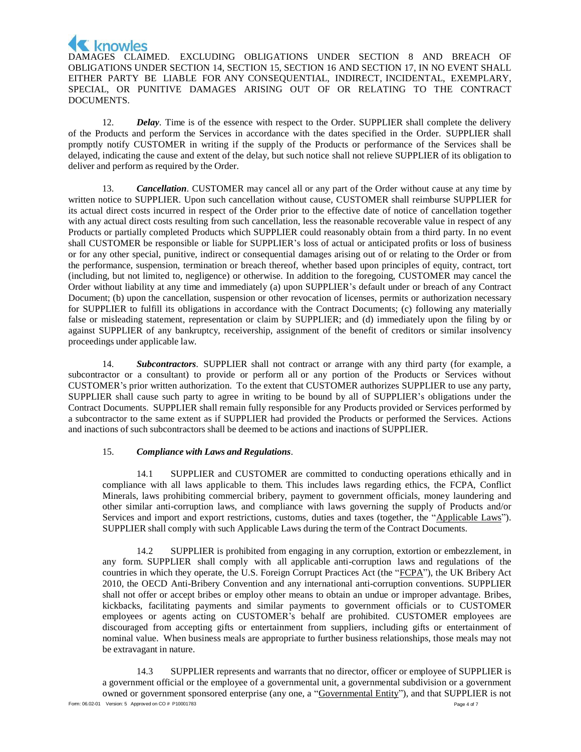DAMAGES CLAIMED. EXCLUDING OBLIGATIONS UNDER SECTION 8 AND BREACH OF OBLIGATIONS UNDER SECTION 14, SECTION 15, SECTION 16 AND SECTION 17, IN NO EVENT SHALL EITHER PARTY BE LIABLE FOR ANY CONSEQUENTIAL, INDIRECT, INCIDENTAL, EXEMPLARY, SPECIAL, OR PUNITIVE DAMAGES ARISING OUT OF OR RELATING TO THE CONTRACT DOCUMENTS.

12. ***Delay***. Time is of the essence with respect to the Order. SUPPLIER shall complete the delivery of the Products and perform the Services in accordance with the dates specified in the Order. SUPPLIER shall promptly notify CUSTOMER in writing if the supply of the Products or performance of the Services shall be delayed, indicating the cause and extent of the delay, but such notice shall not relieve SUPPLIER of its obligation to deliver and perform as required by the Order.

13. ***Cancellation***. CUSTOMER may cancel all or any part of the Order without cause at any time by written notice to SUPPLIER. Upon such cancellation without cause, CUSTOMER shall reimburse SUPPLIER for its actual direct costs incurred in respect of the Order prior to the effective date of notice of cancellation together with any actual direct costs resulting from such cancellation, less the reasonable recoverable value in respect of any Products or partially completed Products which SUPPLIER could reasonably obtain from a third party. In no event shall CUSTOMER be responsible or liable for SUPPLIER's loss of actual or anticipated profits or loss of business or for any other special, punitive, indirect or consequential damages arising out of or relating to the Order or from the performance, suspension, termination or breach thereof, whether based upon principles of equity, contract, tort (including, but not limited to, negligence) or otherwise. In addition to the foregoing, CUSTOMER may cancel the Order without liability at any time and immediately (a) upon SUPPLIER's default under or breach of any Contract Document; (b) upon the cancellation, suspension or other revocation of licenses, permits or authorization necessary for SUPPLIER to fulfill its obligations in accordance with the Contract Documents; (c) following any materially false or misleading statement, representation or claim by SUPPLIER; and (d) immediately upon the filing by or against SUPPLIER of any bankruptcy, receivership, assignment of the benefit of creditors or similar insolvency proceedings under applicable law.

14. ***Subcontractors***. SUPPLIER shall not contract or arrange with any third party (for example, a subcontractor or a consultant) to provide or perform all or any portion of the Products or Services without CUSTOMER's prior written authorization. To the extent that CUSTOMER authorizes SUPPLIER to use any party, SUPPLIER shall cause such party to agree in writing to be bound by all of SUPPLIER's obligations under the Contract Documents. SUPPLIER shall remain fully responsible for any Products provided or Services performed by a subcontractor to the same extent as if SUPPLIER had provided the Products or performed the Services. Actions and inactions of such subcontractors shall be deemed to be actions and inactions of SUPPLIER.

15. ***Compliance with Laws and Regulations***.

14.1 SUPPLIER and CUSTOMER are committed to conducting operations ethically and in compliance with all laws applicable to them. This includes laws regarding ethics, the FCPA, Conflict Minerals, laws prohibiting commercial bribery, payment to government officials, money laundering and other similar anti-corruption laws, and compliance with laws governing the supply of Products and/or Services and import and export restrictions, customs, duties and taxes (together, the "Applicable Laws"). SUPPLIER shall comply with such Applicable Laws during the term of the Contract Documents.

14.2 SUPPLIER is prohibited from engaging in any corruption, extortion or embezzlement, in any form. SUPPLIER shall comply with all applicable anti-corruption laws and regulations of the countries in which they operate, the U.S. Foreign Corrupt Practices Act (the "FCPA"), the UK Bribery Act 2010, the OECD Anti-Bribery Convention and any international anti-corruption conventions. SUPPLIER shall not offer or accept bribes or employ other means to obtain an undue or improper advantage. Bribes, kickbacks, facilitating payments and similar payments to government officials or to CUSTOMER employees or agents acting on CUSTOMER's behalf are prohibited. CUSTOMER employees are discouraged from accepting gifts or entertainment from suppliers, including gifts or entertainment of nominal value. When business meals are appropriate to further business relationships, those meals may not be extravagant in nature.

14.3 SUPPLIER represents and warrants that no director, officer or employee of SUPPLIER is a government official or the employee of a governmental unit, a governmental subdivision or a government owned or government sponsored enterprise (any one, a "Governmental Entity"), and that SUPPLIER is not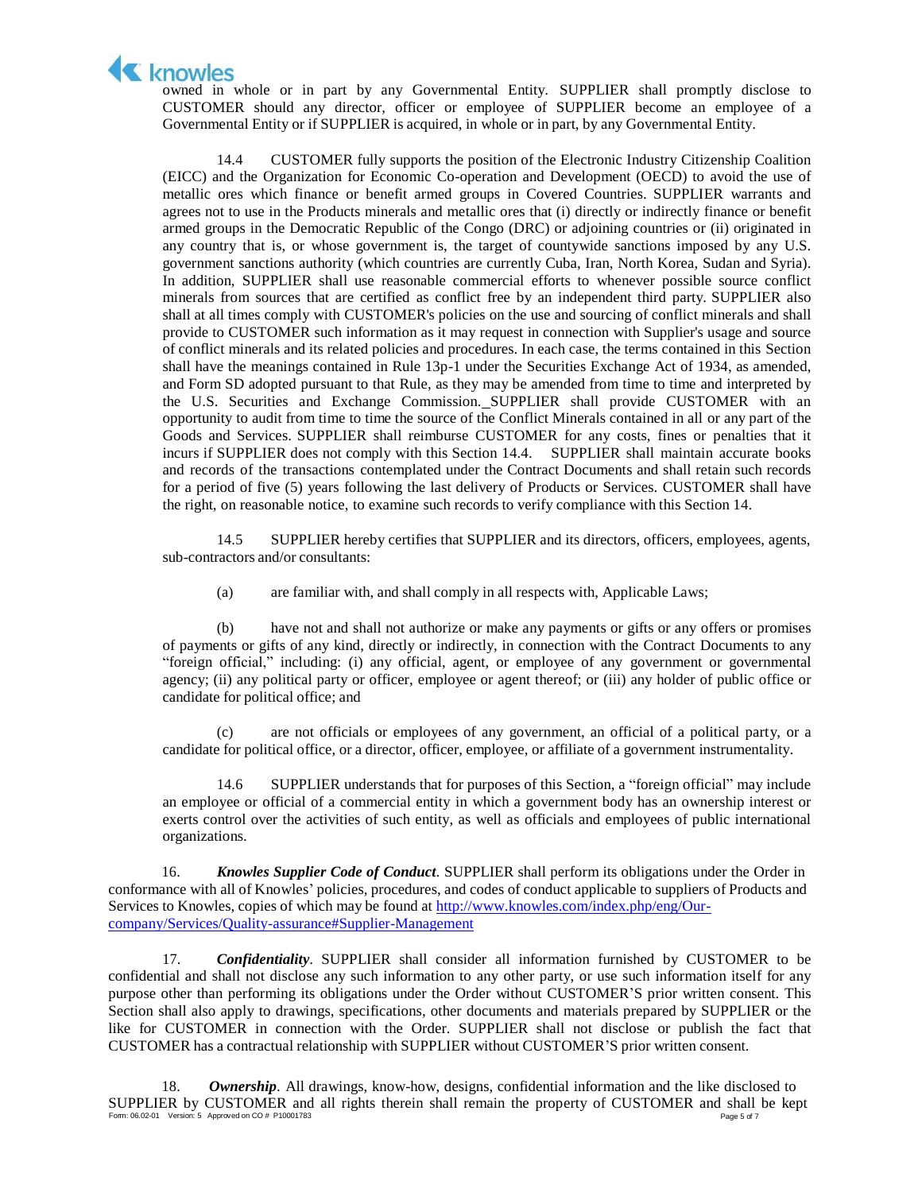owned in whole or in part by any Governmental Entity. SUPPLIER shall promptly disclose to CUSTOMER should any director, officer or employee of SUPPLIER become an employee of a Governmental Entity or if SUPPLIER is acquired, in whole or in part, by any Governmental Entity.

14.4 CUSTOMER fully supports the position of the Electronic Industry Citizenship Coalition (EICC) and the Organization for Economic Co-operation and Development (OECD) to avoid the use of metallic ores which finance or benefit armed groups in Covered Countries. SUPPLIER warrants and agrees not to use in the Products minerals and metallic ores that (i) directly or indirectly finance or benefit armed groups in the Democratic Republic of the Congo (DRC) or adjoining countries or (ii) originated in any country that is, or whose government is, the target of countywide sanctions imposed by any U.S. government sanctions authority (which countries are currently Cuba, Iran, North Korea, Sudan and Syria). In addition, SUPPLIER shall use reasonable commercial efforts to whenever possible source conflict minerals from sources that are certified as conflict free by an independent third party. SUPPLIER also shall at all times comply with CUSTOMER's policies on the use and sourcing of conflict minerals and shall provide to CUSTOMER such information as it may request in connection with Supplier's usage and source of conflict minerals and its related policies and procedures. In each case, the terms contained in this Section shall have the meanings contained in Rule 13p-1 under the Securities Exchange Act of 1934, as amended, and Form SD adopted pursuant to that Rule, as they may be amended from time to time and interpreted by the U.S. Securities and Exchange Commission. SUPPLIER shall provide CUSTOMER with an opportunity to audit from time to time the source of the Conflict Minerals contained in all or any part of the Goods and Services. SUPPLIER shall reimburse CUSTOMER for any costs, fines or penalties that it incurs if SUPPLIER does not comply with this Section 14.4. SUPPLIER shall maintain accurate books and records of the transactions contemplated under the Contract Documents and shall retain such records for a period of five (5) years following the last delivery of Products or Services. CUSTOMER shall have the right, on reasonable notice, to examine such records to verify compliance with this Section 14.

14.5 SUPPLIER hereby certifies that SUPPLIER and its directors, officers, employees, agents, sub-contractors and/or consultants:

(a) are familiar with, and shall comply in all respects with, Applicable Laws;

(b) have not and shall not authorize or make any payments or gifts or any offers or promises of payments or gifts of any kind, directly or indirectly, in connection with the Contract Documents to any "foreign official," including: (i) any official, agent, or employee of any government or governmental agency; (ii) any political party or officer, employee or agent thereof; or (iii) any holder of public office or candidate for political office; and

(c) are not officials or employees of any government, an official of a political party, or a candidate for political office, or a director, officer, employee, or affiliate of a government instrumentality.

14.6 SUPPLIER understands that for purposes of this Section, a "foreign official" may include an employee or official of a commercial entity in which a government body has an ownership interest or exerts control over the activities of such entity, as well as officials and employees of public international organizations.

16. ***Knowles Supplier Code of Conduct***. SUPPLIER shall perform its obligations under the Order in conformance with all of Knowles' policies, procedures, and codes of conduct applicable to suppliers of Products and Services to Knowles, copies of which may be found at http://www.knowles.com/index.php/eng/Our-company/Services/Quality-assurance#Supplier-Management

17. ***Confidentiality***. SUPPLIER shall consider all information furnished by CUSTOMER to be confidential and shall not disclose any such information to any other party, or use such information itself for any purpose other than performing its obligations under the Order without CUSTOMER'S prior written consent. This Section shall also apply to drawings, specifications, other documents and materials prepared by SUPPLIER or the like for CUSTOMER in connection with the Order. SUPPLIER shall not disclose or publish the fact that CUSTOMER has a contractual relationship with SUPPLIER without CUSTOMER'S prior written consent.

18. ***Ownership***. All drawings, know-how, designs, confidential information and the like disclosed to SUPPLIER by CUSTOMER and all rights therein shall remain the property of CUSTOMER and shall be kept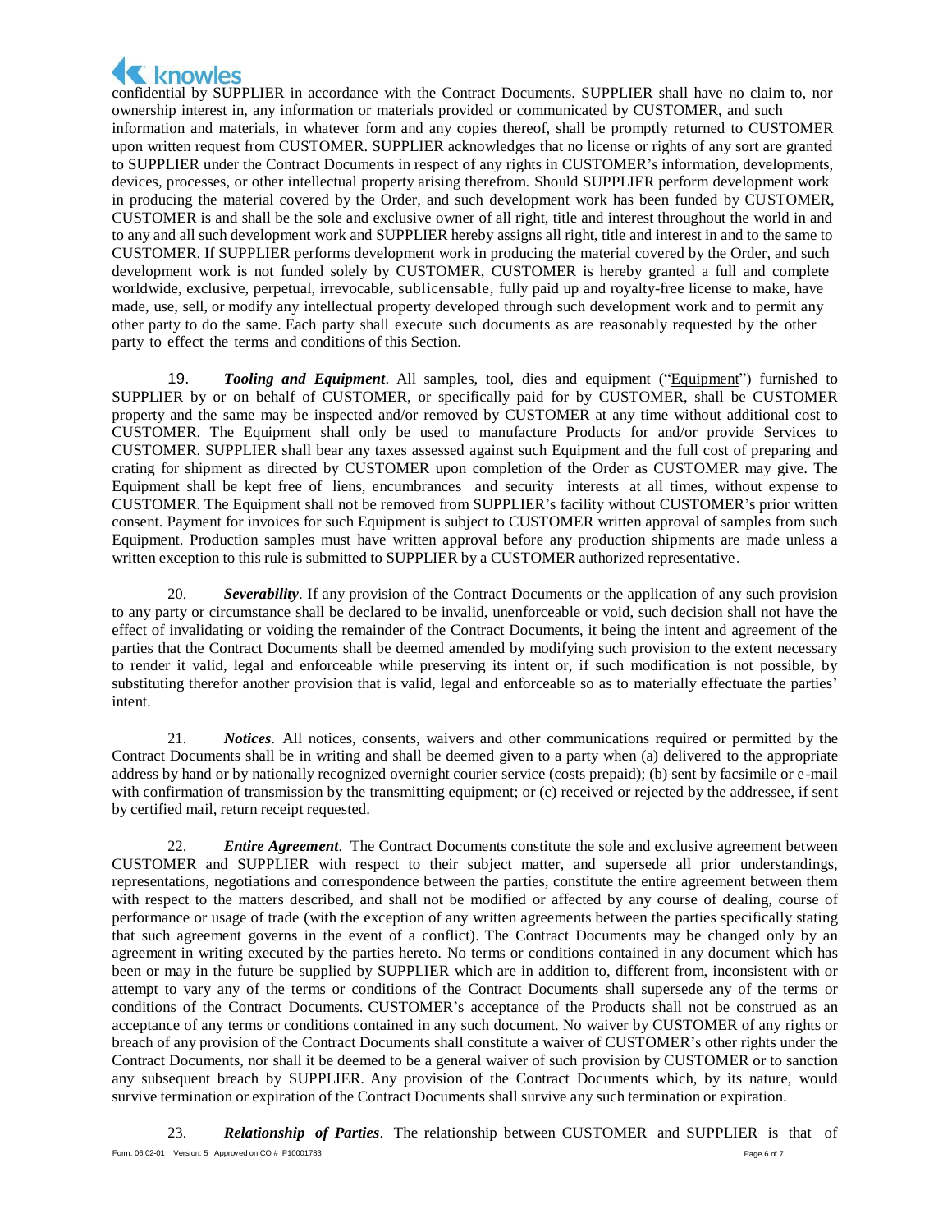confidential by SUPPLIER in accordance with the Contract Documents. SUPPLIER shall have no claim to, nor ownership interest in, any information or materials provided or communicated by CUSTOMER, and such information and materials, in whatever form and any copies thereof, shall be promptly returned to CUSTOMER upon written request from CUSTOMER. SUPPLIER acknowledges that no license or rights of any sort are granted to SUPPLIER under the Contract Documents in respect of any rights in CUSTOMER's information, developments, devices, processes, or other intellectual property arising therefrom. Should SUPPLIER perform development work in producing the material covered by the Order, and such development work has been funded by CUSTOMER, CUSTOMER is and shall be the sole and exclusive owner of all right, title and interest throughout the world in and to any and all such development work and SUPPLIER hereby assigns all right, title and interest in and to the same to CUSTOMER. If SUPPLIER performs development work in producing the material covered by the Order, and such development work is not funded solely by CUSTOMER, CUSTOMER is hereby granted a full and complete worldwide, exclusive, perpetual, irrevocable, sublicensable, fully paid up and royalty-free license to make, have made, use, sell, or modify any intellectual property developed through such development work and to permit any other party to do the same. Each party shall execute such documents as are reasonably requested by the other party to effect the terms and conditions of this Section.

19. ***Tooling and Equipment***. All samples, tool, dies and equipment ("Equipment") furnished to SUPPLIER by or on behalf of CUSTOMER, or specifically paid for by CUSTOMER, shall be CUSTOMER property and the same may be inspected and/or removed by CUSTOMER at any time without additional cost to CUSTOMER. The Equipment shall only be used to manufacture Products for and/or provide Services to CUSTOMER. SUPPLIER shall bear any taxes assessed against such Equipment and the full cost of preparing and crating for shipment as directed by CUSTOMER upon completion of the Order as CUSTOMER may give. The Equipment shall be kept free of liens, encumbrances and security interests at all times, without expense to CUSTOMER. The Equipment shall not be removed from SUPPLIER's facility without CUSTOMER's prior written consent. Payment for invoices for such Equipment is subject to CUSTOMER written approval of samples from such Equipment. Production samples must have written approval before any production shipments are made unless a written exception to this rule is submitted to SUPPLIER by a CUSTOMER authorized representative.

20. ***Severability***. If any provision of the Contract Documents or the application of any such provision to any party or circumstance shall be declared to be invalid, unenforceable or void, such decision shall not have the effect of invalidating or voiding the remainder of the Contract Documents, it being the intent and agreement of the parties that the Contract Documents shall be deemed amended by modifying such provision to the extent necessary to render it valid, legal and enforceable while preserving its intent or, if such modification is not possible, by substituting therefor another provision that is valid, legal and enforceable so as to materially effectuate the parties' intent.

21. ***Notices***. All notices, consents, waivers and other communications required or permitted by the Contract Documents shall be in writing and shall be deemed given to a party when (a) delivered to the appropriate address by hand or by nationally recognized overnight courier service (costs prepaid); (b) sent by facsimile or e-mail with confirmation of transmission by the transmitting equipment; or (c) received or rejected by the addressee, if sent by certified mail, return receipt requested.

22. ***Entire Agreement***. The Contract Documents constitute the sole and exclusive agreement between CUSTOMER and SUPPLIER with respect to their subject matter, and supersede all prior understandings, representations, negotiations and correspondence between the parties, constitute the entire agreement between them with respect to the matters described, and shall not be modified or affected by any course of dealing, course of performance or usage of trade (with the exception of any written agreements between the parties specifically stating that such agreement governs in the event of a conflict). The Contract Documents may be changed only by an agreement in writing executed by the parties hereto. No terms or conditions contained in any document which has been or may in the future be supplied by SUPPLIER which are in addition to, different from, inconsistent with or attempt to vary any of the terms or conditions of the Contract Documents shall supersede any of the terms or conditions of the Contract Documents. CUSTOMER's acceptance of the Products shall not be construed as an acceptance of any terms or conditions contained in any such document. No waiver by CUSTOMER of any rights or breach of any provision of the Contract Documents shall constitute a waiver of CUSTOMER's other rights under the Contract Documents, nor shall it be deemed to be a general waiver of such provision by CUSTOMER or to sanction any subsequent breach by SUPPLIER. Any provision of the Contract Documents which, by its nature, would survive termination or expiration of the Contract Documents shall survive any such termination or expiration.

23. ***Relationship of Parties***. The relationship between CUSTOMER and SUPPLIER is that of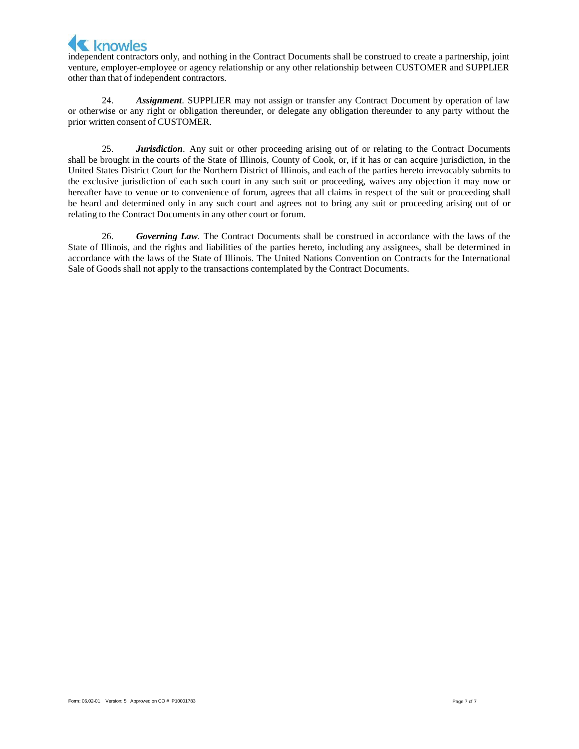independent contractors only, and nothing in the Contract Documents shall be construed to create a partnership, joint venture, employer-employee or agency relationship or any other relationship between CUSTOMER and SUPPLIER other than that of independent contractors.

24. ***Assignment***. SUPPLIER may not assign or transfer any Contract Document by operation of law or otherwise or any right or obligation thereunder, or delegate any obligation thereunder to any party without the prior written consent of CUSTOMER.

25. ***Jurisdiction***. Any suit or other proceeding arising out of or relating to the Contract Documents shall be brought in the courts of the State of Illinois, County of Cook, or, if it has or can acquire jurisdiction, in the United States District Court for the Northern District of Illinois, and each of the parties hereto irrevocably submits to the exclusive jurisdiction of each such court in any such suit or proceeding, waives any objection it may now or hereafter have to venue or to convenience of forum, agrees that all claims in respect of the suit or proceeding shall be heard and determined only in any such court and agrees not to bring any suit or proceeding arising out of or relating to the Contract Documents in any other court or forum.

26. ***Governing Law***. The Contract Documents shall be construed in accordance with the laws of the State of Illinois, and the rights and liabilities of the parties hereto, including any assignees, shall be determined in accordance with the laws of the State of Illinois. The United Nations Convention on Contracts for the International Sale of Goods shall not apply to the transactions contemplated by the Contract Documents.